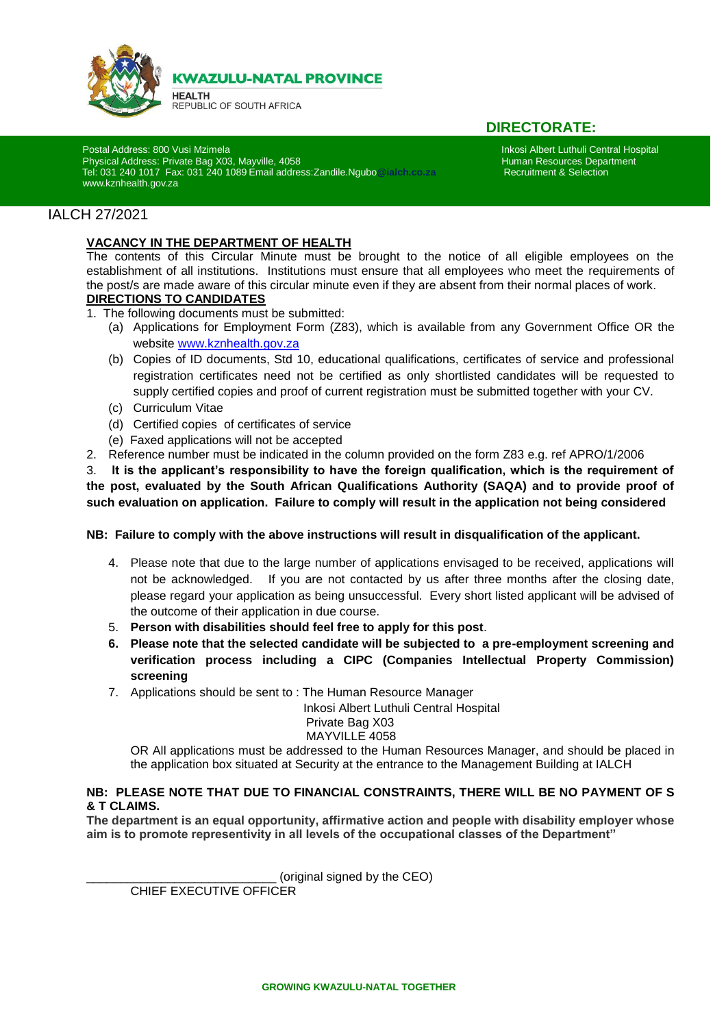**KWAZULU-NATAL PROVINCE**

HEALTH
REPUBLIC OF SOUTH AFRICA

**DIRECTORATE:**

Postal Address: 800 Vusi Mzimela
Physical Address: Private Bag X03, Mayville, 4058
Tel: 031 240 1017 Fax: 031 240 1089 Email address:Zandile.Ngubo@ialch.co.za
www.kznhealth.gov.za

Inkosi Albert Luthuli Central Hospital
Human Resources Department
Recruitment & Selection

IALCH 27/2021

**VACANCY IN THE DEPARTMENT OF HEALTH**

The contents of this Circular Minute must be brought to the notice of all eligible employees on the establishment of all institutions. Institutions must ensure that all employees who meet the requirements of the post/s are made aware of this circular minute even if they are absent from their normal places of work.

**DIRECTIONS TO CANDIDATES**

1. The following documents must be submitted:
   (a) Applications for Employment Form (Z83), which is available from any Government Office OR the website www.kznhealth.gov.za
   (b) Copies of ID documents, Std 10, educational qualifications, certificates of service and professional registration certificates need not be certified as only shortlisted candidates will be requested to supply certified copies and proof of current registration must be submitted together with your CV.
   (c) Curriculum Vitae
   (d) Certified copies of certificates of service
   (e) Faxed applications will not be accepted
2. Reference number must be indicated in the column provided on the form Z83 e.g. ref APRO/1/2006
3. **It is the applicant's responsibility to have the foreign qualification, which is the requirement of the post, evaluated by the South African Qualifications Authority (SAQA) and to provide proof of such evaluation on application. Failure to comply will result in the application not being considered**

**NB: Failure to comply with the above instructions will result in disqualification of the applicant.**

4. Please note that due to the large number of applications envisaged to be received, applications will not be acknowledged. If you are not contacted by us after three months after the closing date, please regard your application as being unsuccessful. Every short listed applicant will be advised of the outcome of their application in due course.
5. **Person with disabilities should feel free to apply for this post**.
6. **Please note that the selected candidate will be subjected to a pre-employment screening and verification process including a CIPC (Companies Intellectual Property Commission) screening**
7. Applications should be sent to : The Human Resource Manager
   Inkosi Albert Luthuli Central Hospital
   Private Bag X03
   MAYVILLE 4058

   OR All applications must be addressed to the Human Resources Manager, and should be placed in the application box situated at Security at the entrance to the Management Building at IALCH

**NB: PLEASE NOTE THAT DUE TO FINANCIAL CONSTRAINTS, THERE WILL BE NO PAYMENT OF S & T CLAIMS.**

**The department is an equal opportunity, affirmative action and people with disability employer whose aim is to promote representivity in all levels of the occupational classes of the Department"**

____________________________ (original signed by the CEO)
CHIEF EXECUTIVE OFFICER

**GROWING KWAZULU-NATAL TOGETHER**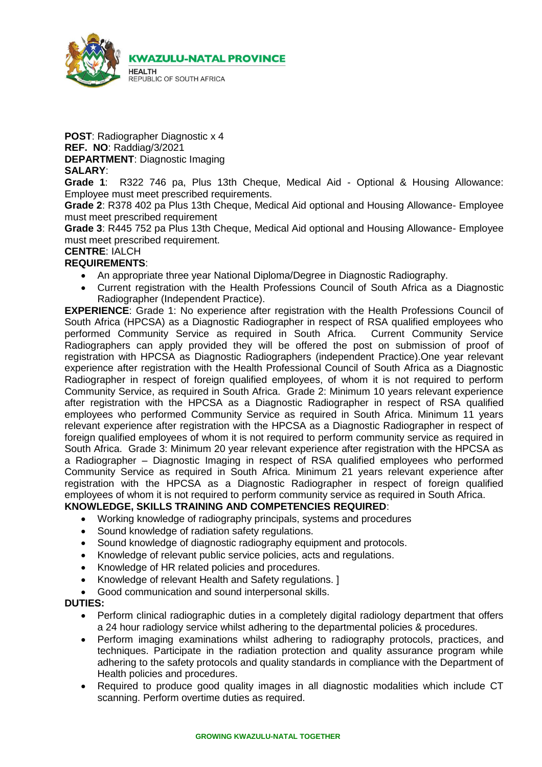**KWAZULU-NATAL PROVINCE**

**HEALTH**
REPUBLIC OF SOUTH AFRICA

**POST**: Radiographer Diagnostic x 4
**REF. NO**: Raddiag/3/2021
**DEPARTMENT**: Diagnostic Imaging
**SALARY**:
**Grade 1**: R322 746 pa, Plus 13th Cheque, Medical Aid - Optional & Housing Allowance: Employee must meet prescribed requirements.
**Grade 2**: R378 402 pa Plus 13th Cheque, Medical Aid optional and Housing Allowance- Employee must meet prescribed requirement
**Grade 3**: R445 752 pa Plus 13th Cheque, Medical Aid optional and Housing Allowance- Employee must meet prescribed requirement.
**CENTRE**: IALCH
**REQUIREMENTS**:

- An appropriate three year National Diploma/Degree in Diagnostic Radiography.
- Current registration with the Health Professions Council of South Africa as a Diagnostic Radiographer (Independent Practice).

**EXPERIENCE**: Grade 1: No experience after registration with the Health Professions Council of South Africa (HPCSA) as a Diagnostic Radiographer in respect of RSA qualified employees who performed Community Service as required in South Africa. Current Community Service Radiographers can apply provided they will be offered the post on submission of proof of registration with HPCSA as Diagnostic Radiographers (independent Practice).One year relevant experience after registration with the Health Professional Council of South Africa as a Diagnostic Radiographer in respect of foreign qualified employees, of whom it is not required to perform Community Service, as required in South Africa. Grade 2: Minimum 10 years relevant experience after registration with the HPCSA as a Diagnostic Radiographer in respect of RSA qualified employees who performed Community Service as required in South Africa. Minimum 11 years relevant experience after registration with the HPCSA as a Diagnostic Radiographer in respect of foreign qualified employees of whom it is not required to perform community service as required in South Africa. Grade 3: Minimum 20 year relevant experience after registration with the HPCSA as a Radiographer – Diagnostic Imaging in respect of RSA qualified employees who performed Community Service as required in South Africa. Minimum 21 years relevant experience after registration with the HPCSA as a Diagnostic Radiographer in respect of foreign qualified employees of whom it is not required to perform community service as required in South Africa.

**KNOWLEDGE, SKILLS TRAINING AND COMPETENCIES REQUIRED**:

- Working knowledge of radiography principals, systems and procedures
- Sound knowledge of radiation safety regulations.
- Sound knowledge of diagnostic radiography equipment and protocols.
- Knowledge of relevant public service policies, acts and regulations.
- Knowledge of HR related policies and procedures.
- Knowledge of relevant Health and Safety regulations. ]
- Good communication and sound interpersonal skills.

**DUTIES:**

- Perform clinical radiographic duties in a completely digital radiology department that offers a 24 hour radiology service whilst adhering to the departmental policies & procedures.
- Perform imaging examinations whilst adhering to radiography protocols, practices, and techniques. Participate in the radiation protection and quality assurance program while adhering to the safety protocols and quality standards in compliance with the Department of Health policies and procedures.
- Required to produce good quality images in all diagnostic modalities which include CT scanning. Perform overtime duties as required.

GROWING KWAZULU-NATAL TOGETHER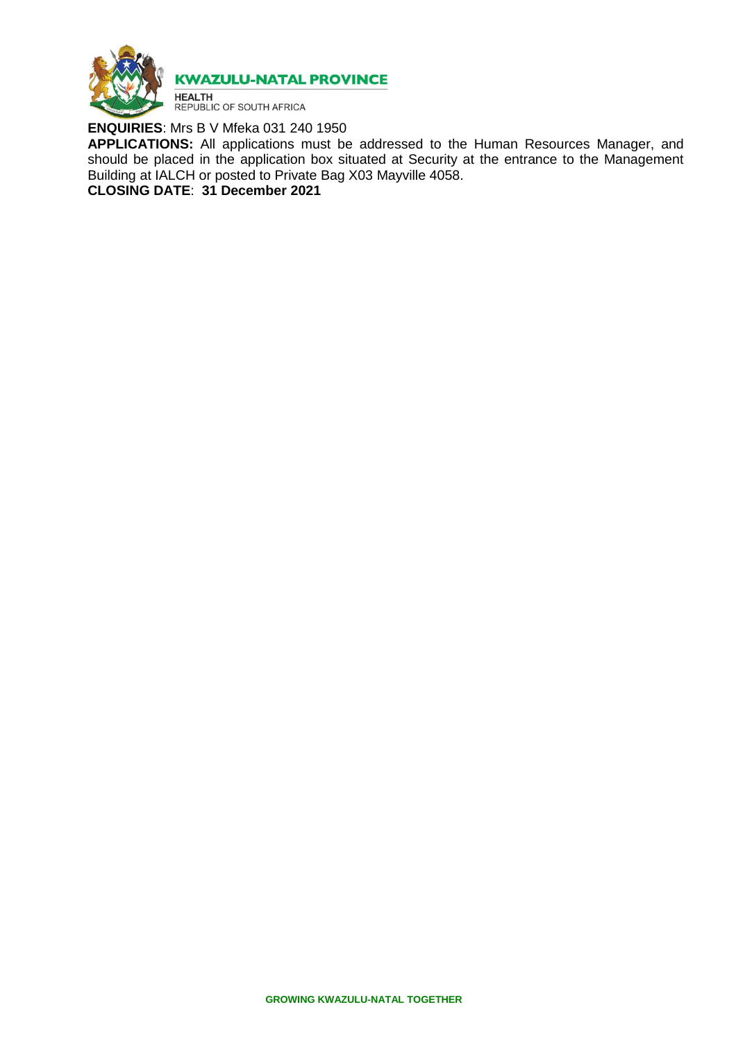**ENQUIRIES**: Mrs B V Mfeka 031 240 1950

**APPLICATIONS:** All applications must be addressed to the Human Resources Manager, and should be placed in the application box situated at Security at the entrance to the Management Building at IALCH or posted to Private Bag X03 Mayville 4058.

**CLOSING DATE**: **31 December 2021**